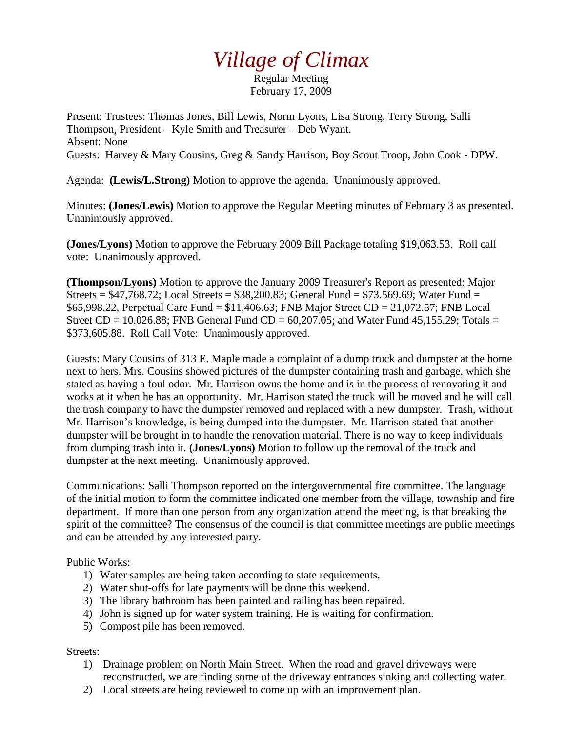# *Village of Climax*

Regular Meeting
February 17, 2009

Present: Trustees: Thomas Jones, Bill Lewis, Norm Lyons, Lisa Strong, Terry Strong, Salli Thompson, President – Kyle Smith and Treasurer – Deb Wyant.
Absent: None
Guests: Harvey & Mary Cousins, Greg & Sandy Harrison, Boy Scout Troop, John Cook - DPW.

Agenda: **(Lewis/L.Strong)** Motion to approve the agenda. Unanimously approved.

Minutes: **(Jones/Lewis)** Motion to approve the Regular Meeting minutes of February 3 as presented. Unanimously approved.

**(Jones/Lyons)** Motion to approve the February 2009 Bill Package totaling $19,063.53. Roll call vote: Unanimously approved.

**(Thompson/Lyons)** Motion to approve the January 2009 Treasurer's Report as presented: Major Streets = $47,768.72; Local Streets = $38,200.83; General Fund = $73.569.69; Water Fund = $65,998.22, Perpetual Care Fund = $11,406.63; FNB Major Street CD = 21,072.57; FNB Local Street CD = 10,026.88; FNB General Fund CD = 60,207.05; and Water Fund 45,155.29; Totals = $373,605.88. Roll Call Vote: Unanimously approved.

Guests: Mary Cousins of 313 E. Maple made a complaint of a dump truck and dumpster at the home next to hers. Mrs. Cousins showed pictures of the dumpster containing trash and garbage, which she stated as having a foul odor. Mr. Harrison owns the home and is in the process of renovating it and works at it when he has an opportunity. Mr. Harrison stated the truck will be moved and he will call the trash company to have the dumpster removed and replaced with a new dumpster. Trash, without Mr. Harrison's knowledge, is being dumped into the dumpster. Mr. Harrison stated that another dumpster will be brought in to handle the renovation material. There is no way to keep individuals from dumping trash into it. **(Jones/Lyons)** Motion to follow up the removal of the truck and dumpster at the next meeting. Unanimously approved.

Communications: Salli Thompson reported on the intergovernmental fire committee. The language of the initial motion to form the committee indicated one member from the village, township and fire department. If more than one person from any organization attend the meeting, is that breaking the spirit of the committee? The consensus of the council is that committee meetings are public meetings and can be attended by any interested party.

Public Works:

1) Water samples are being taken according to state requirements.
2) Water shut-offs for late payments will be done this weekend.
3) The library bathroom has been painted and railing has been repaired.
4) John is signed up for water system training. He is waiting for confirmation.
5) Compost pile has been removed.

Streets:

1) Drainage problem on North Main Street. When the road and gravel driveways were reconstructed, we are finding some of the driveway entrances sinking and collecting water.
2) Local streets are being reviewed to come up with an improvement plan.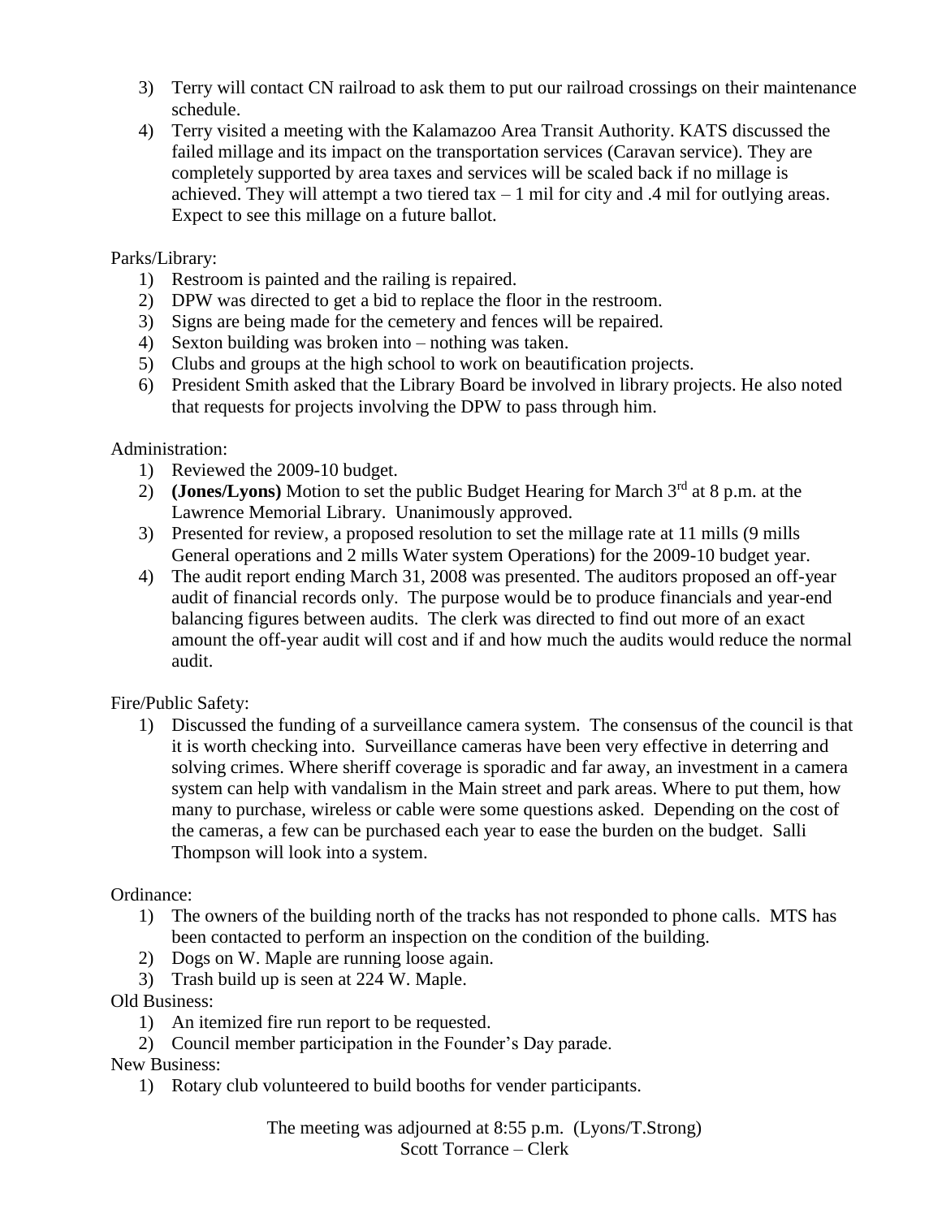3) Terry will contact CN railroad to ask them to put our railroad crossings on their maintenance schedule.
4) Terry visited a meeting with the Kalamazoo Area Transit Authority. KATS discussed the failed millage and its impact on the transportation services (Caravan service). They are completely supported by area taxes and services will be scaled back if no millage is achieved. They will attempt a two tiered tax – 1 mil for city and .4 mil for outlying areas. Expect to see this millage on a future ballot.

Parks/Library:

1) Restroom is painted and the railing is repaired.
2) DPW was directed to get a bid to replace the floor in the restroom.
3) Signs are being made for the cemetery and fences will be repaired.
4) Sexton building was broken into – nothing was taken.
5) Clubs and groups at the high school to work on beautification projects.
6) President Smith asked that the Library Board be involved in library projects. He also noted that requests for projects involving the DPW to pass through him.

Administration:

1) Reviewed the 2009-10 budget.
2) **(Jones/Lyons)** Motion to set the public Budget Hearing for March 3rd at 8 p.m. at the Lawrence Memorial Library. Unanimously approved.
3) Presented for review, a proposed resolution to set the millage rate at 11 mills (9 mills General operations and 2 mills Water system Operations) for the 2009-10 budget year.
4) The audit report ending March 31, 2008 was presented. The auditors proposed an off-year audit of financial records only. The purpose would be to produce financials and year-end balancing figures between audits. The clerk was directed to find out more of an exact amount the off-year audit will cost and if and how much the audits would reduce the normal audit.

Fire/Public Safety:

1) Discussed the funding of a surveillance camera system. The consensus of the council is that it is worth checking into. Surveillance cameras have been very effective in deterring and solving crimes. Where sheriff coverage is sporadic and far away, an investment in a camera system can help with vandalism in the Main street and park areas. Where to put them, how many to purchase, wireless or cable were some questions asked. Depending on the cost of the cameras, a few can be purchased each year to ease the burden on the budget. Salli Thompson will look into a system.

Ordinance:

1) The owners of the building north of the tracks has not responded to phone calls. MTS has been contacted to perform an inspection on the condition of the building.
2) Dogs on W. Maple are running loose again.
3) Trash build up is seen at 224 W. Maple.

Old Business:

1) An itemized fire run report to be requested.
2) Council member participation in the Founder's Day parade.

New Business:

1) Rotary club volunteered to build booths for vender participants.

The meeting was adjourned at 8:55 p.m. (Lyons/T.Strong)
Scott Torrance – Clerk